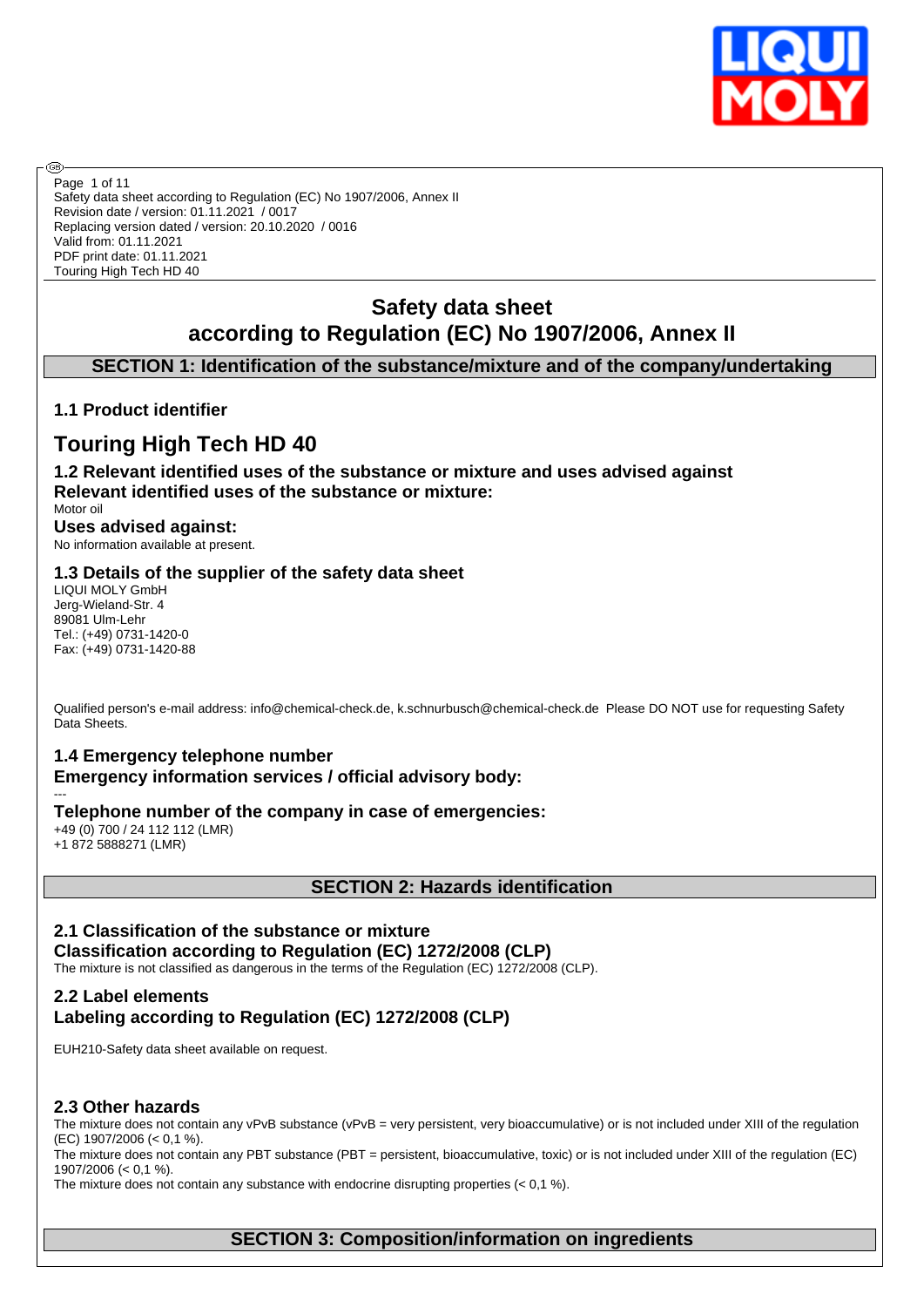Safety data sheet according to Regulation (EC) No 1907/2006, Annex II
Revision date / version: 01.11.2021 / 0017
Replacing version dated / version: 20.10.2020 / 0016
Valid from: 01.11.2021
PDF print date: 01.11.2021
Touring High Tech HD 40

# Safety data sheet according to Regulation (EC) No 1907/2006, Annex II

## SECTION 1: Identification of the substance/mixture and of the company/undertaking

### 1.1 Product identifier

# Touring High Tech HD 40

### 1.2 Relevant identified uses of the substance or mixture and uses advised against

**Relevant identified uses of the substance or mixture:**

Motor oil

**Uses advised against:**

No information available at present.

### 1.3 Details of the supplier of the safety data sheet

LIQUI MOLY GmbH
Jerg-Wieland-Str. 4
89081 Ulm-Lehr
Tel.: (+49) 0731-1420-0
Fax: (+49) 0731-1420-88

Qualified person's e-mail address: info@chemical-check.de, k.schnurbusch@chemical-check.de Please DO NOT use for requesting Safety Data Sheets.

### 1.4 Emergency telephone number

**Emergency information services / official advisory body:**

---

**Telephone number of the company in case of emergencies:**

+49 (0) 700 / 24 112 112 (LMR)
+1 872 5888271 (LMR)

## SECTION 2: Hazards identification

### 2.1 Classification of the substance or mixture

**Classification according to Regulation (EC) 1272/2008 (CLP)**

The mixture is not classified as dangerous in the terms of the Regulation (EC) 1272/2008 (CLP).

### 2.2 Label elements

**Labeling according to Regulation (EC) 1272/2008 (CLP)**

EUH210-Safety data sheet available on request.

### 2.3 Other hazards

The mixture does not contain any vPvB substance (vPvB = very persistent, very bioaccumulative) or is not included under XIII of the regulation (EC) 1907/2006 (< 0,1 %).

The mixture does not contain any PBT substance (PBT = persistent, bioaccumulative, toxic) or is not included under XIII of the regulation (EC) 1907/2006 (< 0,1 %).

The mixture does not contain any substance with endocrine disrupting properties (< 0,1 %).

## SECTION 3: Composition/information on ingredients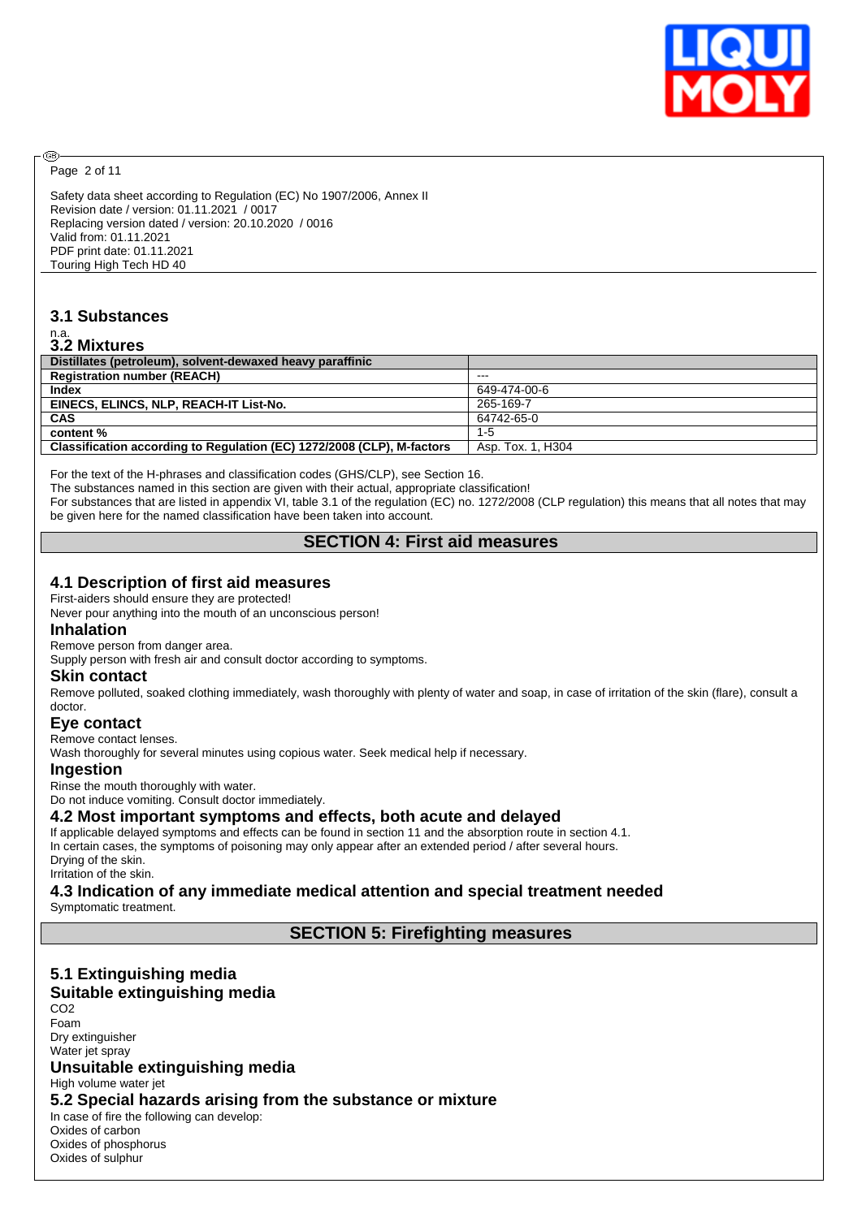Safety data sheet according to Regulation (EC) No 1907/2006, Annex II
Revision date / version: 01.11.2021 / 0017
Replacing version dated / version: 20.10.2020 / 0016
Valid from: 01.11.2021
PDF print date: 01.11.2021
Touring High Tech HD 40

### 3.1 Substances

n.a.

### 3.2 Mixtures

| Distillates (petroleum), solvent-dewaxed heavy paraffinic | |
|---|---|
| **Registration number (REACH)** | --- |
| **Index** | 649-474-00-6 |
| **EINECS, ELINCS, NLP, REACH-IT List-No.** | 265-169-7 |
| **CAS** | 64742-65-0 |
| **content %** | 1-5 |
| **Classification according to Regulation (EC) 1272/2008 (CLP), M-factors** | Asp. Tox. 1, H304 |

For the text of the H-phrases and classification codes (GHS/CLP), see Section 16.
The substances named in this section are given with their actual, appropriate classification!
For substances that are listed in appendix VI, table 3.1 of the regulation (EC) no. 1272/2008 (CLP regulation) this means that all notes that may be given here for the named classification have been taken into account.

## SECTION 4: First aid measures

### 4.1 Description of first aid measures

First-aiders should ensure they are protected!
Never pour anything into the mouth of an unconscious person!

#### Inhalation

Remove person from danger area.
Supply person with fresh air and consult doctor according to symptoms.

#### Skin contact

Remove polluted, soaked clothing immediately, wash thoroughly with plenty of water and soap, in case of irritation of the skin (flare), consult a doctor.

#### Eye contact

Remove contact lenses.
Wash thoroughly for several minutes using copious water. Seek medical help if necessary.

#### Ingestion

Rinse the mouth thoroughly with water.
Do not induce vomiting. Consult doctor immediately.

### 4.2 Most important symptoms and effects, both acute and delayed

If applicable delayed symptoms and effects can be found in section 11 and the absorption route in section 4.1.
In certain cases, the symptoms of poisoning may only appear after an extended period / after several hours.
Drying of the skin.
Irritation of the skin.

### 4.3 Indication of any immediate medical attention and special treatment needed

Symptomatic treatment.

## SECTION 5: Firefighting measures

### 5.1 Extinguishing media

#### Suitable extinguishing media

$CO_2$
Foam
Dry extinguisher
Water jet spray

#### Unsuitable extinguishing media

High volume water jet

### 5.2 Special hazards arising from the substance or mixture

In case of fire the following can develop:
Oxides of carbon
Oxides of phosphorus
Oxides of sulphur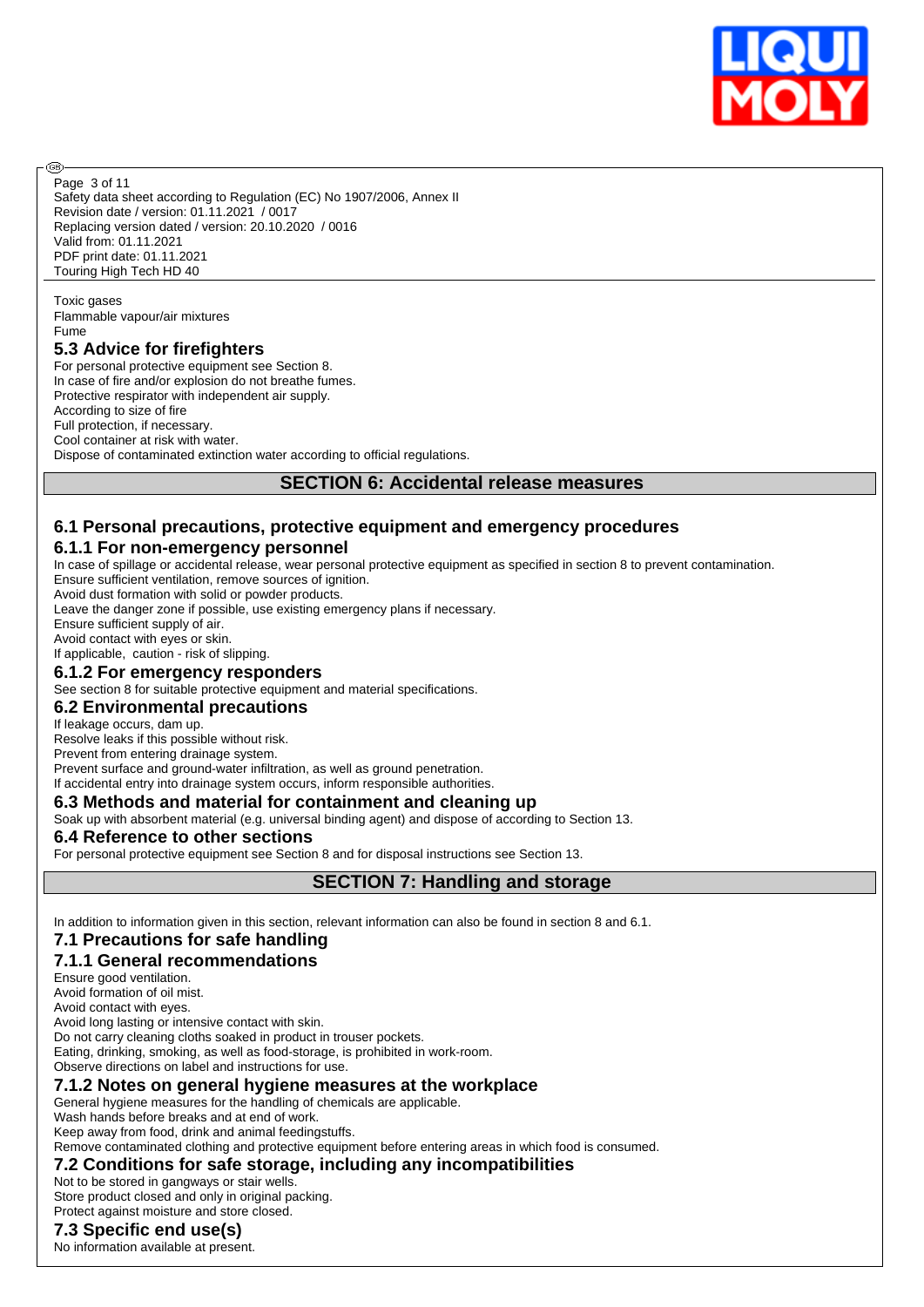Toxic gases
Flammable vapour/air mixtures
Fume

### 5.3 Advice for firefighters

For personal protective equipment see Section 8.
In case of fire and/or explosion do not breathe fumes.
Protective respirator with independent air supply.
According to size of fire
Full protection, if necessary.
Cool container at risk with water.
Dispose of contaminated extinction water according to official regulations.

## SECTION 6: Accidental release measures

### 6.1 Personal precautions, protective equipment and emergency procedures

#### 6.1.1 For non-emergency personnel

In case of spillage or accidental release, wear personal protective equipment as specified in section 8 to prevent contamination.
Ensure sufficient ventilation, remove sources of ignition.
Avoid dust formation with solid or powder products.
Leave the danger zone if possible, use existing emergency plans if necessary.
Ensure sufficient supply of air.
Avoid contact with eyes or skin.
If applicable, caution - risk of slipping.

#### 6.1.2 For emergency responders

See section 8 for suitable protective equipment and material specifications.

### 6.2 Environmental precautions

If leakage occurs, dam up.
Resolve leaks if this possible without risk.
Prevent from entering drainage system.
Prevent surface and ground-water infiltration, as well as ground penetration.
If accidental entry into drainage system occurs, inform responsible authorities.

### 6.3 Methods and material for containment and cleaning up

Soak up with absorbent material (e.g. universal binding agent) and dispose of according to Section 13.

### 6.4 Reference to other sections

For personal protective equipment see Section 8 and for disposal instructions see Section 13.

## SECTION 7: Handling and storage

In addition to information given in this section, relevant information can also be found in section 8 and 6.1.

### 7.1 Precautions for safe handling

#### 7.1.1 General recommendations

Ensure good ventilation.
Avoid formation of oil mist.
Avoid contact with eyes.
Avoid long lasting or intensive contact with skin.
Do not carry cleaning cloths soaked in product in trouser pockets.
Eating, drinking, smoking, as well as food-storage, is prohibited in work-room.
Observe directions on label and instructions for use.

#### 7.1.2 Notes on general hygiene measures at the workplace

General hygiene measures for the handling of chemicals are applicable.
Wash hands before breaks and at end of work.
Keep away from food, drink and animal feedingstuffs.
Remove contaminated clothing and protective equipment before entering areas in which food is consumed.

### 7.2 Conditions for safe storage, including any incompatibilities

Not to be stored in gangways or stair wells.
Store product closed and only in original packing.
Protect against moisture and store closed.

### 7.3 Specific end use(s)

No information available at present.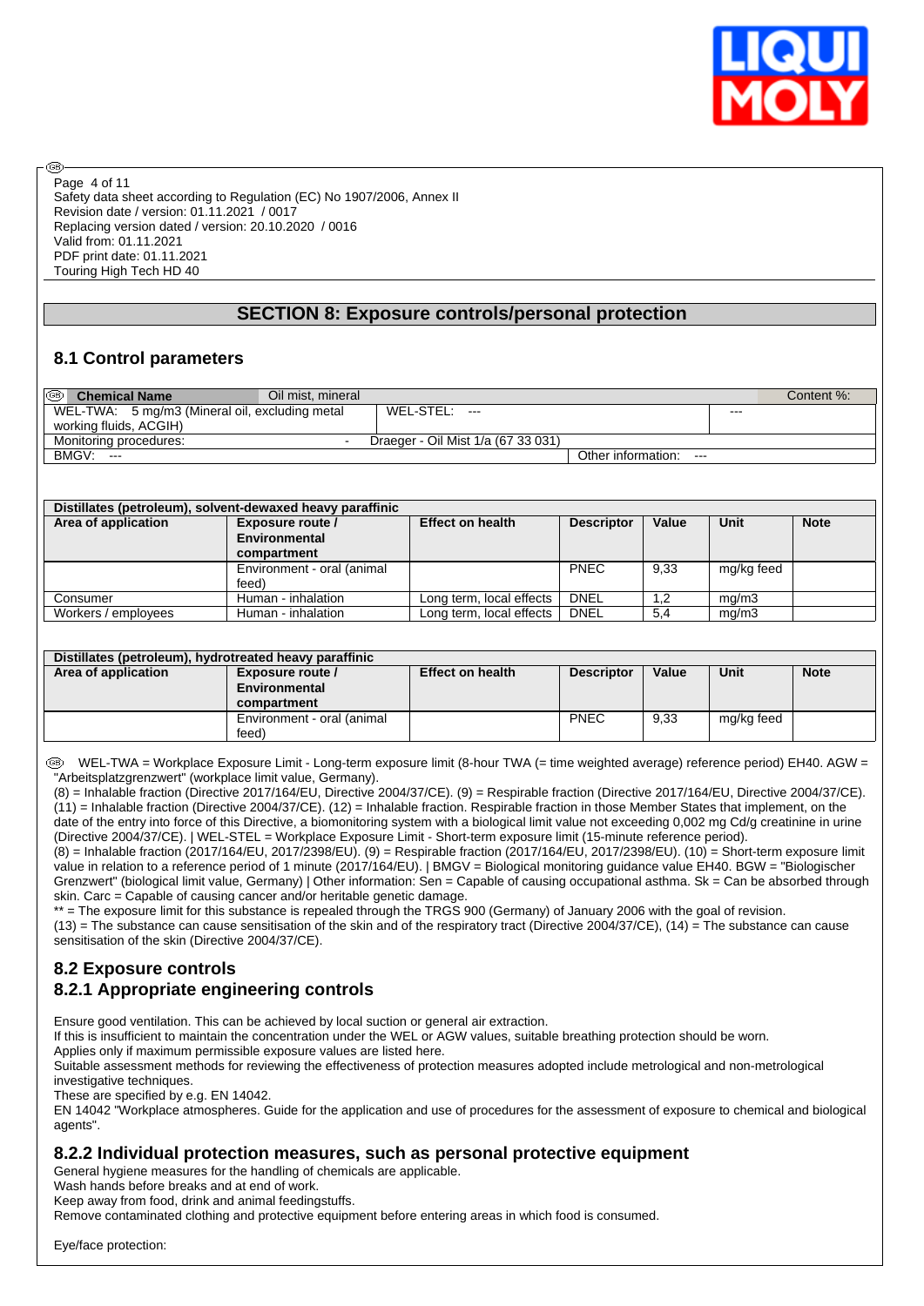Safety data sheet according to Regulation (EC) No 1907/2006, Annex II
Revision date / version: 01.11.2021 / 0017
Replacing version dated / version: 20.10.2020 / 0016
Valid from: 01.11.2021
PDF print date: 01.11.2021
Touring High Tech HD 40

## SECTION 8: Exposure controls/personal protection

### 8.1 Control parameters

| Chemical Name | Oil mist, mineral | | Content %: |
|---|---|---|---|
| WEL-TWA: 5 mg/m3 (Mineral oil, excluding metal working fluids, ACGIH) | WEL-STEL: --- | | --- |
| Monitoring procedures: | - Draeger - Oil Mist 1/a (67 33 031) | | |
| BMGV: --- | | Other information: --- | |

| Distillates (petroleum), solvent-dewaxed heavy paraffinic | | | | | | |
|---|---|---|---|---|---|---|
| **Area of application** | **Exposure route / Environmental compartment** | **Effect on health** | **Descriptor** | **Value** | **Unit** | **Note** |
| | Environment - oral (animal feed) | | PNEC | 9,33 | mg/kg feed | |
| Consumer | Human - inhalation | Long term, local effects | DNEL | 1,2 | mg/m3 | |
| Workers / employees | Human - inhalation | Long term, local effects | DNEL | 5,4 | mg/m3 | |

| Distillates (petroleum), hydrotreated heavy paraffinic | | | | | | |
|---|---|---|---|---|---|---|
| **Area of application** | **Exposure route / Environmental compartment** | **Effect on health** | **Descriptor** | **Value** | **Unit** | **Note** |
| | Environment - oral (animal feed) | | PNEC | 9,33 | mg/kg feed | |

WEL-TWA = Workplace Exposure Limit - Long-term exposure limit (8-hour TWA (= time weighted average) reference period) EH40. AGW = "Arbeitsplatzgrenzwert" (workplace limit value, Germany).
(8) = Inhalable fraction (Directive 2017/164/EU, Directive 2004/37/CE). (9) = Respirable fraction (Directive 2017/164/EU, Directive 2004/37/CE). (11) = Inhalable fraction (Directive 2004/37/CE). (12) = Inhalable fraction. Respirable fraction in those Member States that implement, on the date of the entry into force of this Directive, a biomonitoring system with a biological limit value not exceeding 0,002 mg Cd/g creatinine in urine (Directive 2004/37/CE). | WEL-STEL = Workplace Exposure Limit - Short-term exposure limit (15-minute reference period).
(8) = Inhalable fraction (2017/164/EU, 2017/2398/EU). (9) = Respirable fraction (2017/164/EU, 2017/2398/EU). (10) = Short-term exposure limit value in relation to a reference period of 1 minute (2017/164/EU). | BMGV = Biological monitoring guidance value EH40. BGW = "Biologischer Grenzwert" (biological limit value, Germany) | Other information: Sen = Capable of causing occupational asthma. Sk = Can be absorbed through skin. Carc = Capable of causing cancer and/or heritable genetic damage.
** = The exposure limit for this substance is repealed through the TRGS 900 (Germany) of January 2006 with the goal of revision.
(13) = The substance can cause sensitisation of the skin and of the respiratory tract (Directive 2004/37/CE), (14) = The substance can cause sensitisation of the skin (Directive 2004/37/CE).

### 8.2 Exposure controls
### 8.2.1 Appropriate engineering controls

Ensure good ventilation. This can be achieved by local suction or general air extraction.
If this is insufficient to maintain the concentration under the WEL or AGW values, suitable breathing protection should be worn.
Applies only if maximum permissible exposure values are listed here.
Suitable assessment methods for reviewing the effectiveness of protection measures adopted include metrological and non-metrological investigative techniques.
These are specified by e.g. EN 14042.
EN 14042 "Workplace atmospheres. Guide for the application and use of procedures for the assessment of exposure to chemical and biological agents".

### 8.2.2 Individual protection measures, such as personal protective equipment

General hygiene measures for the handling of chemicals are applicable.
Wash hands before breaks and at end of work.
Keep away from food, drink and animal feedingstuffs.
Remove contaminated clothing and protective equipment before entering areas in which food is consumed.

Eye/face protection: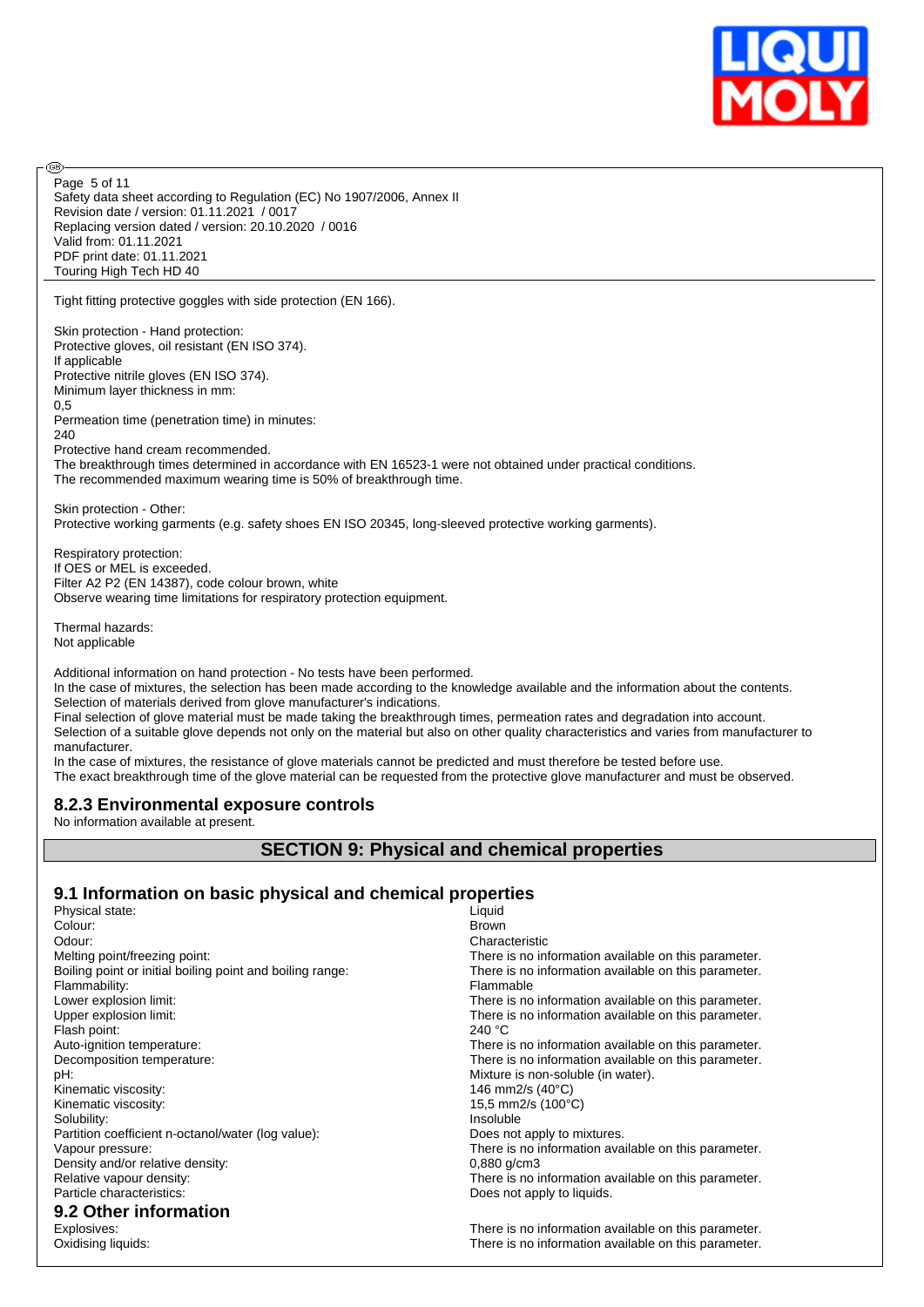Tight fitting protective goggles with side protection (EN 166).

Skin protection - Hand protection:
Protective gloves, oil resistant (EN ISO 374).
If applicable
Protective nitrile gloves (EN ISO 374).
Minimum layer thickness in mm:
0,5
Permeation time (penetration time) in minutes:
240
Protective hand cream recommended.
The breakthrough times determined in accordance with EN 16523-1 were not obtained under practical conditions.
The recommended maximum wearing time is 50% of breakthrough time.

Skin protection - Other:
Protective working garments (e.g. safety shoes EN ISO 20345, long-sleeved protective working garments).

Respiratory protection:
If OES or MEL is exceeded.
Filter A2 P2 (EN 14387), code colour brown, white
Observe wearing time limitations for respiratory protection equipment.

Thermal hazards:
Not applicable

Additional information on hand protection - No tests have been performed.
In the case of mixtures, the selection has been made according to the knowledge available and the information about the contents.
Selection of materials derived from glove manufacturer's indications.
Final selection of glove material must be made taking the breakthrough times, permeation rates and degradation into account.
Selection of a suitable glove depends not only on the material but also on other quality characteristics and varies from manufacturer to manufacturer.
In the case of mixtures, the resistance of glove materials cannot be predicted and must therefore be tested before use.
The exact breakthrough time of the glove material can be requested from the protective glove manufacturer and must be observed.

### 8.2.3 Environmental exposure controls

No information available at present.

## SECTION 9: Physical and chemical properties

### 9.1 Information on basic physical and chemical properties

| | |
|---|---|
| Physical state: | Liquid |
| Colour: | Brown |
| Odour: | Characteristic |
| Melting point/freezing point: | There is no information available on this parameter. |
| Boiling point or initial boiling point and boiling range: | There is no information available on this parameter. |
| Flammability: | Flammable |
| Lower explosion limit: | There is no information available on this parameter. |
| Upper explosion limit: | There is no information available on this parameter. |
| Flash point: | 240 °C |
| Auto-ignition temperature: | There is no information available on this parameter. |
| Decomposition temperature: | There is no information available on this parameter. |
| pH: | Mixture is non-soluble (in water). |
| Kinematic viscosity: | 146 mm2/s (40°C) |
| Kinematic viscosity: | 15,5 mm2/s (100°C) |
| Solubility: | Insoluble |
| Partition coefficient n-octanol/water (log value): | Does not apply to mixtures. |
| Vapour pressure: | There is no information available on this parameter. |
| Density and/or relative density: | 0,880 g/cm3 |
| Relative vapour density: | There is no information available on this parameter. |
| Particle characteristics: | Does not apply to liquids. |

### 9.2 Other information

| | |
|---|---|
| Explosives: | There is no information available on this parameter. |
| Oxidising liquids: | There is no information available on this parameter. |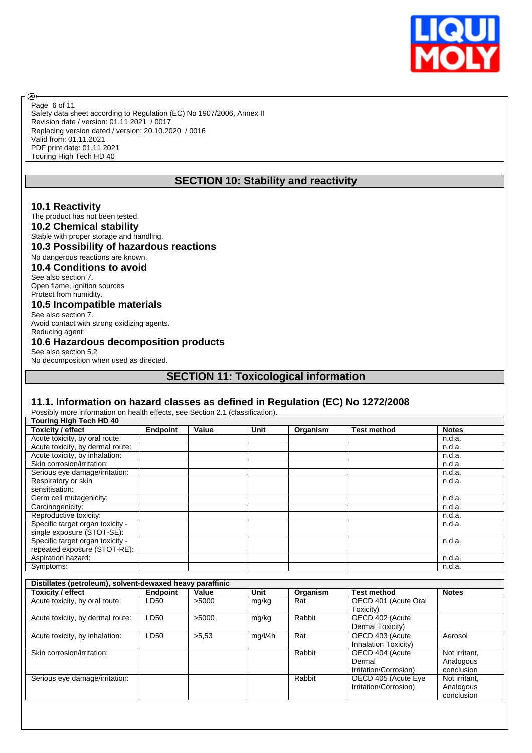## SECTION 10: Stability and reactivity

### 10.1 Reactivity

The product has not been tested.

### 10.2 Chemical stability

Stable with proper storage and handling.

### 10.3 Possibility of hazardous reactions

No dangerous reactions are known.

### 10.4 Conditions to avoid

See also section 7.
Open flame, ignition sources
Protect from humidity.

### 10.5 Incompatible materials

See also section 7.
Avoid contact with strong oxidizing agents.
Reducing agent

### 10.6 Hazardous decomposition products

See also section 5.2
No decomposition when used as directed.

## SECTION 11: Toxicological information

### 11.1. Information on hazard classes as defined in Regulation (EC) No 1272/2008

Possibly more information on health effects, see Section 2.1 (classification).

| Touring High Tech HD 40 | | | | | | |
|---|---|---|---|---|---|---|
| **Toxicity / effect** | **Endpoint** | **Value** | **Unit** | **Organism** | **Test method** | **Notes** |
| Acute toxicity, by oral route: | | | | | | n.d.a. |
| Acute toxicity, by dermal route: | | | | | | n.d.a. |
| Acute toxicity, by inhalation: | | | | | | n.d.a. |
| Skin corrosion/irritation: | | | | | | n.d.a. |
| Serious eye damage/irritation: | | | | | | n.d.a. |
| Respiratory or skin sensitisation: | | | | | | n.d.a. |
| Germ cell mutagenicity: | | | | | | n.d.a. |
| Carcinogenicity: | | | | | | n.d.a. |
| Reproductive toxicity: | | | | | | n.d.a. |
| Specific target organ toxicity - single exposure (STOT-SE): | | | | | | n.d.a. |
| Specific target organ toxicity - repeated exposure (STOT-RE): | | | | | | n.d.a. |
| Aspiration hazard: | | | | | | n.d.a. |
| Symptoms: | | | | | | n.d.a. |

| Distillates (petroleum), solvent-dewaxed heavy paraffinic | | | | | | |
|---|---|---|---|---|---|---|
| **Toxicity / effect** | **Endpoint** | **Value** | **Unit** | **Organism** | **Test method** | **Notes** |
| Acute toxicity, by oral route: | LD50 | >5000 | mg/kg | Rat | OECD 401 (Acute Oral Toxicity) | |
| Acute toxicity, by dermal route: | LD50 | >5000 | mg/kg | Rabbit | OECD 402 (Acute Dermal Toxicity) | |
| Acute toxicity, by inhalation: | LD50 | >5,53 | mg/l/4h | Rat | OECD 403 (Acute Inhalation Toxicity) | Aerosol |
| Skin corrosion/irritation: | | | | Rabbit | OECD 404 (Acute Dermal Irritation/Corrosion) | Not irritant, Analogous conclusion |
| Serious eye damage/irritation: | | | | Rabbit | OECD 405 (Acute Eye Irritation/Corrosion) | Not irritant, Analogous conclusion |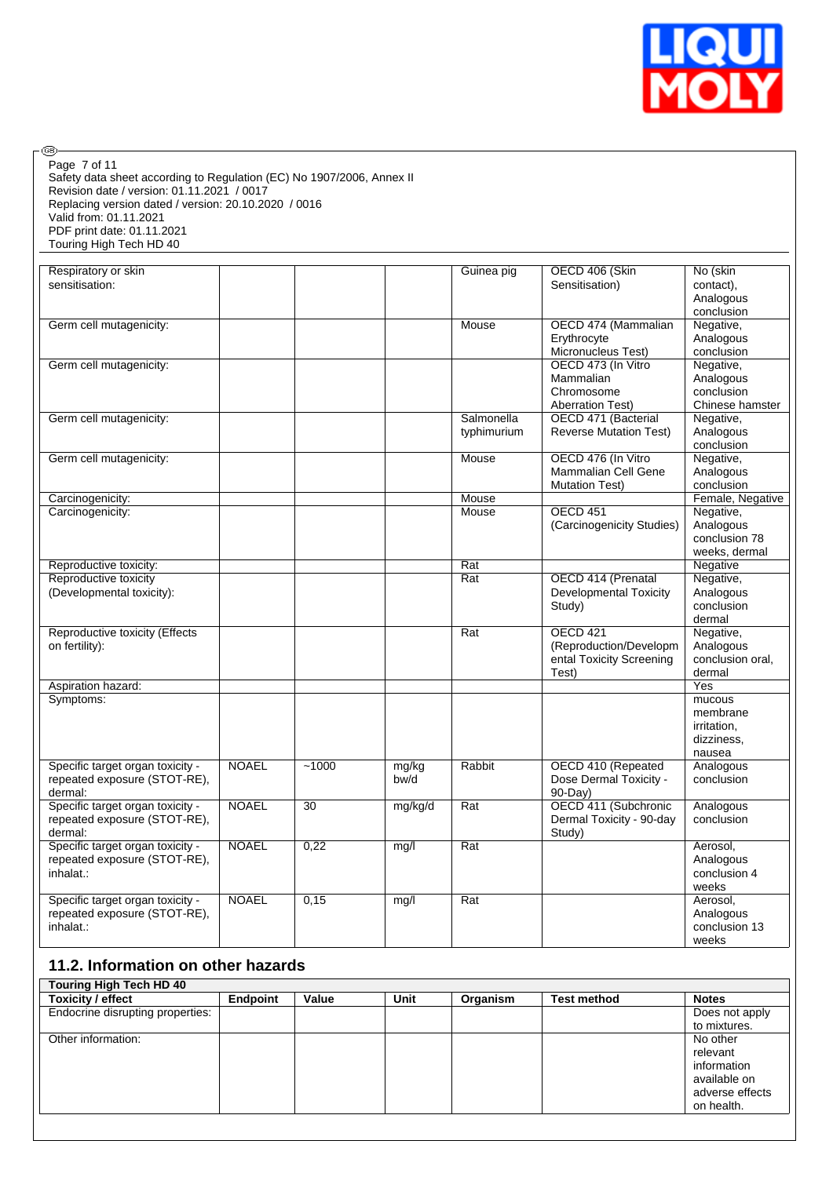| | | | | | | |
|---|---|---|---|---|---|---|
| Respiratory or skin sensitisation: | | | | Guinea pig | OECD 406 (Skin Sensitisation) | No (skin contact), Analogous conclusion |
| Germ cell mutagenicity: | | | | Mouse | OECD 474 (Mammalian Erythrocyte Micronucleus Test) | Negative, Analogous conclusion |
| Germ cell mutagenicity: | | | | | OECD 473 (In Vitro Mammalian Chromosome Aberration Test) | Negative, Analogous conclusion Chinese hamster |
| Germ cell mutagenicity: | | | | Salmonella typhimurium | OECD 471 (Bacterial Reverse Mutation Test) | Negative, Analogous conclusion |
| Germ cell mutagenicity: | | | | Mouse | OECD 476 (In Vitro Mammalian Cell Gene Mutation Test) | Negative, Analogous conclusion |
| Carcinogenicity: | | | | Mouse | | Female, Negative |
| Carcinogenicity: | | | | Mouse | OECD 451 (Carcinogenicity Studies) | Negative, Analogous conclusion 78 weeks, dermal |
| Reproductive toxicity: | | | | Rat | | Negative |
| Reproductive toxicity (Developmental toxicity): | | | | Rat | OECD 414 (Prenatal Developmental Toxicity Study) | Negative, Analogous conclusion dermal |
| Reproductive toxicity (Effects on fertility): | | | | Rat | OECD 421 (Reproduction/Developmental Toxicity Screening Test) | Negative, Analogous conclusion oral, dermal |
| Aspiration hazard: | | | | | | Yes |
| Symptoms: | | | | | | mucous membrane irritation, dizziness, nausea |
| Specific target organ toxicity - repeated exposure (STOT-RE), dermal: | NOAEL | ~1000 | mg/kg bw/d | Rabbit | OECD 410 (Repeated Dose Dermal Toxicity - 90-Day) | Analogous conclusion |
| Specific target organ toxicity - repeated exposure (STOT-RE), dermal: | NOAEL | 30 | mg/kg/d | Rat | OECD 411 (Subchronic Dermal Toxicity - 90-day Study) | Analogous conclusion |
| Specific target organ toxicity - repeated exposure (STOT-RE), inhalat.: | NOAEL | 0,22 | mg/l | Rat | | Aerosol, Analogous conclusion 4 weeks |
| Specific target organ toxicity - repeated exposure (STOT-RE), inhalat.: | NOAEL | 0,15 | mg/l | Rat | | Aerosol, Analogous conclusion 13 weeks |

## 11.2. Information on other hazards

| Touring High Tech HD 40 | | | | | | |
|---|---|---|---|---|---|---|
| **Toxicity / effect** | **Endpoint** | **Value** | **Unit** | **Organism** | **Test method** | **Notes** |
| Endocrine disrupting properties: | | | | | | Does not apply to mixtures. |
| Other information: | | | | | | No other relevant information available on adverse effects on health. |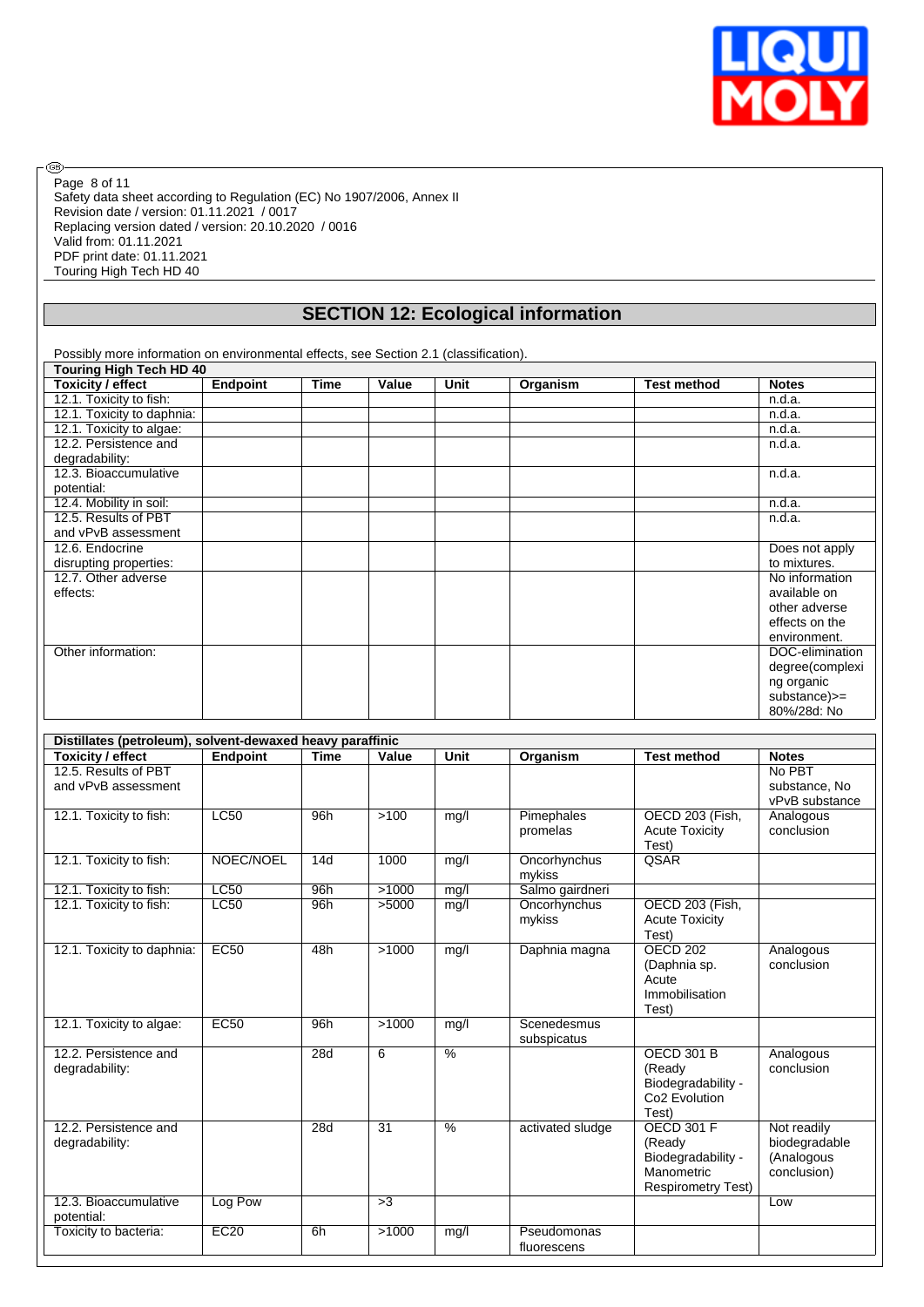Safety data sheet according to Regulation (EC) No 1907/2006, Annex II
Revision date / version: 01.11.2021 / 0017
Replacing version dated / version: 20.10.2020 / 0016
Valid from: 01.11.2021
PDF print date: 01.11.2021
Touring High Tech HD 40

## SECTION 12: Ecological information

Possibly more information on environmental effects, see Section 2.1 (classification).

| Touring High Tech HD 40 | | | | | | | |
|---|---|---|---|---|---|---|---|
| **Toxicity / effect** | **Endpoint** | **Time** | **Value** | **Unit** | **Organism** | **Test method** | **Notes** |
| 12.1. Toxicity to fish: | | | | | | | n.d.a. |
| 12.1. Toxicity to daphnia: | | | | | | | n.d.a. |
| 12.1. Toxicity to algae: | | | | | | | n.d.a. |
| 12.2. Persistence and degradability: | | | | | | | n.d.a. |
| 12.3. Bioaccumulative potential: | | | | | | | n.d.a. |
| 12.4. Mobility in soil: | | | | | | | n.d.a. |
| 12.5. Results of PBT and vPvB assessment | | | | | | | n.d.a. |
| 12.6. Endocrine disrupting properties: | | | | | | | Does not apply to mixtures. |
| 12.7. Other adverse effects: | | | | | | | No information available on other adverse effects on the environment. |
| Other information: | | | | | | | DOC-elimination degree(complexing organic substance)>= 80%/28d: No |

| Distillates (petroleum), solvent-dewaxed heavy paraffinic | | | | | | | |
|---|---|---|---|---|---|---|---|
| **Toxicity / effect** | **Endpoint** | **Time** | **Value** | **Unit** | **Organism** | **Test method** | **Notes** |
| 12.5. Results of PBT and vPvB assessment | | | | | | | No PBT substance, No vPvB substance |
| 12.1. Toxicity to fish: | LC50 | 96h | >100 | mg/l | Pimephales promelas | OECD 203 (Fish, Acute Toxicity Test) | Analogous conclusion |
| 12.1. Toxicity to fish: | NOEC/NOEL | 14d | 1000 | mg/l | Oncorhynchus mykiss | QSAR | |
| 12.1. Toxicity to fish: | LC50 | 96h | >1000 | mg/l | Salmo gairdneri | | |
| 12.1. Toxicity to fish: | LC50 | 96h | >5000 | mg/l | Oncorhynchus mykiss | OECD 203 (Fish, Acute Toxicity Test) | |
| 12.1. Toxicity to daphnia: | EC50 | 48h | >1000 | mg/l | Daphnia magna | OECD 202 (Daphnia sp. Acute Immobilisation Test) | Analogous conclusion |
| 12.1. Toxicity to algae: | EC50 | 96h | >1000 | mg/l | Scenedesmus subspicatus | | |
| 12.2. Persistence and degradability: | | 28d | 6 | % | | OECD 301 B (Ready Biodegradability - Co2 Evolution Test) | Analogous conclusion |
| 12.2. Persistence and degradability: | | 28d | 31 | % | activated sludge | OECD 301 F (Ready Biodegradability - Manometric Respirometry Test) | Not readily biodegradable (Analogous conclusion) |
| 12.3. Bioaccumulative potential: | Log Pow | | >3 | | | | Low |
| Toxicity to bacteria: | EC20 | 6h | >1000 | mg/l | Pseudomonas fluorescens | | |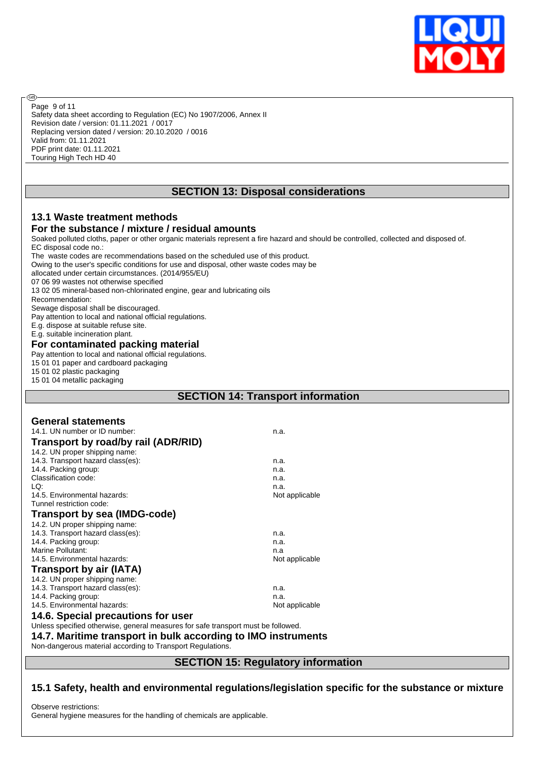## SECTION 13: Disposal considerations

### 13.1 Waste treatment methods

### For the substance / mixture / residual amounts

Soaked polluted cloths, paper or other organic materials represent a fire hazard and should be controlled, collected and disposed of.
EC disposal code no.:
The waste codes are recommendations based on the scheduled use of this product.
Owing to the user's specific conditions for use and disposal, other waste codes may be allocated under certain circumstances. (2014/955/EU)
07 06 99 wastes not otherwise specified
13 02 05 mineral-based non-chlorinated engine, gear and lubricating oils
Recommendation:
Sewage disposal shall be discouraged.
Pay attention to local and national official regulations.
E.g. dispose at suitable refuse site.
E.g. suitable incineration plant.

### For contaminated packing material

Pay attention to local and national official regulations.
15 01 01 paper and cardboard packaging
15 01 02 plastic packaging
15 01 04 metallic packaging

## SECTION 14: Transport information

### General statements

| | |
|---|---|
| 14.1. UN number or ID number: | n.a. |

### Transport by road/by rail (ADR/RID)

| | |
|---|---|
| 14.2. UN proper shipping name: | |
| 14.3. Transport hazard class(es): | n.a. |
| 14.4. Packing group: | n.a. |
| Classification code: | n.a. |
| LQ: | n.a. |
| 14.5. Environmental hazards: | Not applicable |
| Tunnel restriction code: | |

### Transport by sea (IMDG-code)

| | |
|---|---|
| 14.2. UN proper shipping name: | |
| 14.3. Transport hazard class(es): | n.a. |
| 14.4. Packing group: | n.a. |
| Marine Pollutant: | n.a |
| 14.5. Environmental hazards: | Not applicable |

### Transport by air (IATA)

| | |
|---|---|
| 14.2. UN proper shipping name: | |
| 14.3. Transport hazard class(es): | n.a. |
| 14.4. Packing group: | n.a. |
| 14.5. Environmental hazards: | Not applicable |

### 14.6. Special precautions for user

Unless specified otherwise, general measures for safe transport must be followed.

### 14.7. Maritime transport in bulk according to IMO instruments

Non-dangerous material according to Transport Regulations.

## SECTION 15: Regulatory information

### 15.1 Safety, health and environmental regulations/legislation specific for the substance or mixture

Observe restrictions:
General hygiene measures for the handling of chemicals are applicable.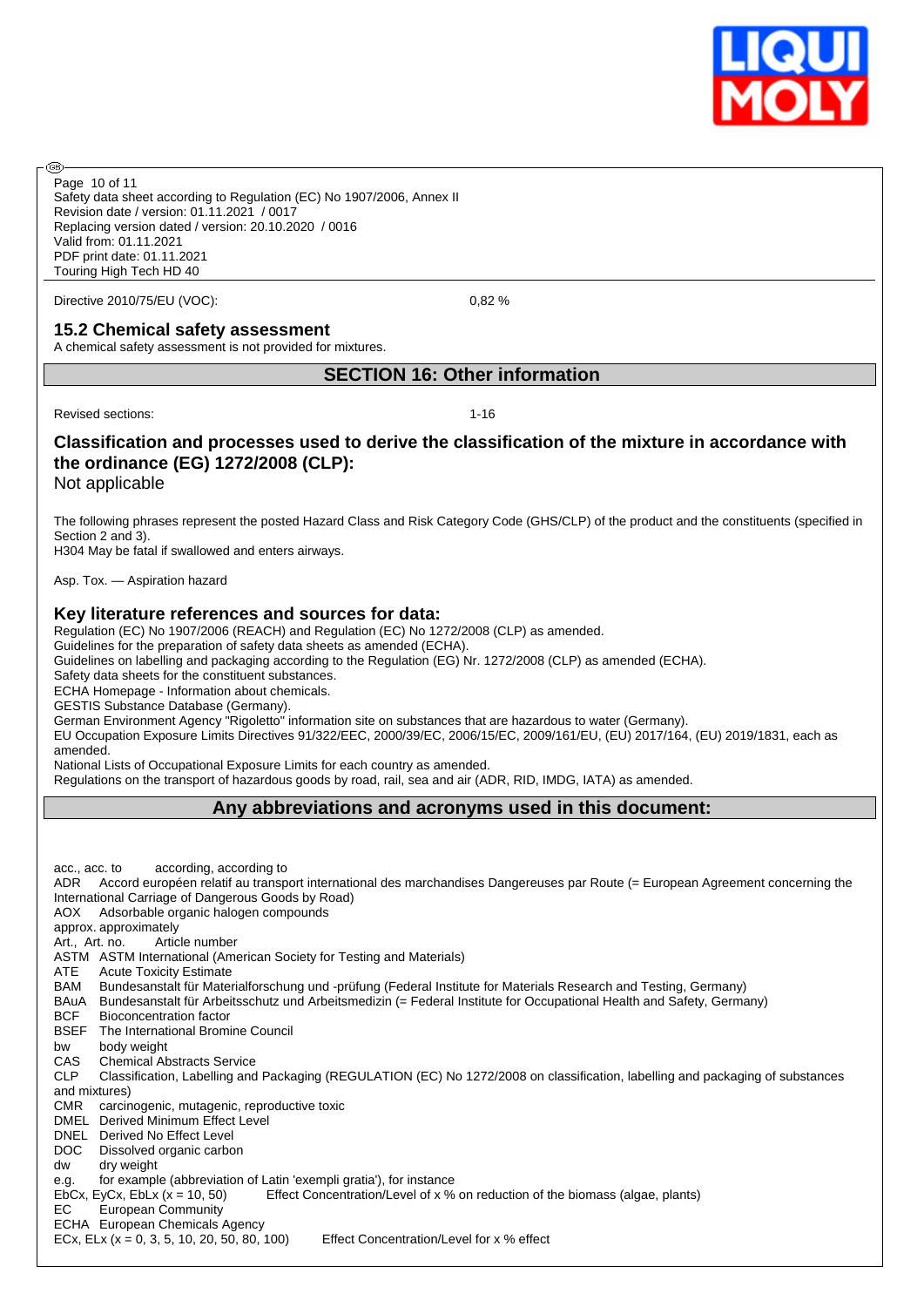Directive 2010/75/EU (VOC): 0,82 %

### 15.2 Chemical safety assessment

A chemical safety assessment is not provided for mixtures.

## SECTION 16: Other information

Revised sections: 1-16

### Classification and processes used to derive the classification of the mixture in accordance with the ordinance (EG) 1272/2008 (CLP):

Not applicable

The following phrases represent the posted Hazard Class and Risk Category Code (GHS/CLP) of the product and the constituents (specified in Section 2 and 3).
H304 May be fatal if swallowed and enters airways.

Asp. Tox. — Aspiration hazard

### Key literature references and sources for data:

Regulation (EC) No 1907/2006 (REACH) and Regulation (EC) No 1272/2008 (CLP) as amended.
Guidelines for the preparation of safety data sheets as amended (ECHA).
Guidelines on labelling and packaging according to the Regulation (EG) Nr. 1272/2008 (CLP) as amended (ECHA).
Safety data sheets for the constituent substances.
ECHA Homepage - Information about chemicals.
GESTIS Substance Database (Germany).
German Environment Agency "Rigoletto" information site on substances that are hazardous to water (Germany).
EU Occupation Exposure Limits Directives 91/322/EEC, 2000/39/EC, 2006/15/EC, 2009/161/EU, (EU) 2017/164, (EU) 2019/1831, each as amended.
National Lists of Occupational Exposure Limits for each country as amended.
Regulations on the transport of hazardous goods by road, rail, sea and air (ADR, RID, IMDG, IATA) as amended.

## Any abbreviations and acronyms used in this document:

acc., acc. to according, according to
ADR Accord européen relatif au transport international des marchandises Dangereuses par Route (= European Agreement concerning the International Carriage of Dangerous Goods by Road)
AOX Adsorbable organic halogen compounds
approx. approximately
Art., Art. no. Article number
ASTM ASTM International (American Society for Testing and Materials)
ATE Acute Toxicity Estimate
BAM Bundesanstalt für Materialforschung und -prüfung (Federal Institute for Materials Research and Testing, Germany)
BAuA Bundesanstalt für Arbeitsschutz und Arbeitsmedizin (= Federal Institute for Occupational Health and Safety, Germany)
BCF Bioconcentration factor
BSEF The International Bromine Council
bw body weight
CAS Chemical Abstracts Service
CLP Classification, Labelling and Packaging (REGULATION (EC) No 1272/2008 on classification, labelling and packaging of substances and mixtures)
CMR carcinogenic, mutagenic, reproductive toxic
DMEL Derived Minimum Effect Level
DNEL Derived No Effect Level
DOC Dissolved organic carbon
dw dry weight
e.g. for example (abbreviation of Latin 'exempli gratia'), for instance
EbCx, EyCx, EbLx (x = 10, 50) Effect Concentration/Level of x % on reduction of the biomass (algae, plants)
EC European Community
ECHA European Chemicals Agency
ECx, ELx (x = 0, 3, 5, 10, 20, 50, 80, 100) Effect Concentration/Level for x % effect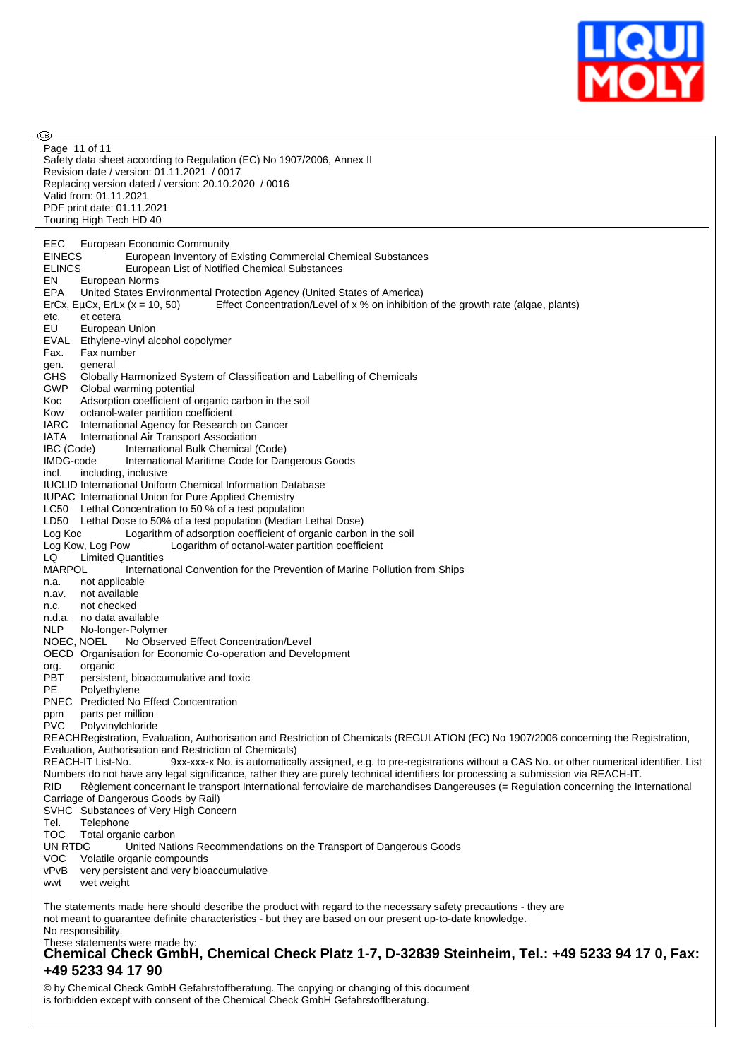Safety data sheet according to Regulation (EC) No 1907/2006, Annex II
Revision date / version: 01.11.2021 / 0017
Replacing version dated / version: 20.10.2020 / 0016
Valid from: 01.11.2021
PDF print date: 01.11.2021
Touring High Tech HD 40

EEC European Economic Community
EINECS European Inventory of Existing Commercial Chemical Substances
ELINCS European List of Notified Chemical Substances
EN European Norms
EPA United States Environmental Protection Agency (United States of America)
ErCx, EµCx, ErLx (x = 10, 50) Effect Concentration/Level of x % on inhibition of the growth rate (algae, plants)
etc. et cetera
EU European Union
EVAL Ethylene-vinyl alcohol copolymer
Fax. Fax number
gen. general
GHS Globally Harmonized System of Classification and Labelling of Chemicals
GWP Global warming potential
Koc Adsorption coefficient of organic carbon in the soil
Kow octanol-water partition coefficient
IARC International Agency for Research on Cancer
IATA International Air Transport Association
IBC (Code) International Bulk Chemical (Code)
IMDG-code International Maritime Code for Dangerous Goods
incl. including, inclusive
IUCLID International Uniform Chemical Information Database
IUPAC International Union for Pure Applied Chemistry
LC50 Lethal Concentration to 50 % of a test population
LD50 Lethal Dose to 50% of a test population (Median Lethal Dose)
Log Koc Logarithm of adsorption coefficient of organic carbon in the soil
Log Kow, Log Pow Logarithm of octanol-water partition coefficient
LQ Limited Quantities
MARPOL International Convention for the Prevention of Marine Pollution from Ships
n.a. not applicable
n.av. not available
n.c. not checked
n.d.a. no data available
NLP No-longer-Polymer
NOEC, NOEL No Observed Effect Concentration/Level
OECD Organisation for Economic Co-operation and Development
org. organic
PBT persistent, bioaccumulative and toxic
PE Polyethylene
PNEC Predicted No Effect Concentration
ppm parts per million
PVC Polyvinylchloride
REACH Registration, Evaluation, Authorisation and Restriction of Chemicals (REGULATION (EC) No 1907/2006 concerning the Registration, Evaluation, Authorisation and Restriction of Chemicals)
REACH-IT List-No. 9xx-xxx-x No. is automatically assigned, e.g. to pre-registrations without a CAS No. or other numerical identifier. List Numbers do not have any legal significance, rather they are purely technical identifiers for processing a submission via REACH-IT.
RID Règlement concernant le transport International ferroviaire de marchandises Dangereuses (= Regulation concerning the International Carriage of Dangerous Goods by Rail)
SVHC Substances of Very High Concern
Tel. Telephone
TOC Total organic carbon
UN RTDG United Nations Recommendations on the Transport of Dangerous Goods
VOC Volatile organic compounds
vPvB very persistent and very bioaccumulative
wwt wet weight

The statements made here should describe the product with regard to the necessary safety precautions - they are not meant to guarantee definite characteristics - but they are based on our present up-to-date knowledge.
No responsibility.
These statements were made by:

**Chemical Check GmbH, Chemical Check Platz 1-7, D-32839 Steinheim, Tel.: +49 5233 94 17 0, Fax: +49 5233 94 17 90**

© by Chemical Check GmbH Gefahrstoffberatung. The copying or changing of this document is forbidden except with consent of the Chemical Check GmbH Gefahrstoffberatung.